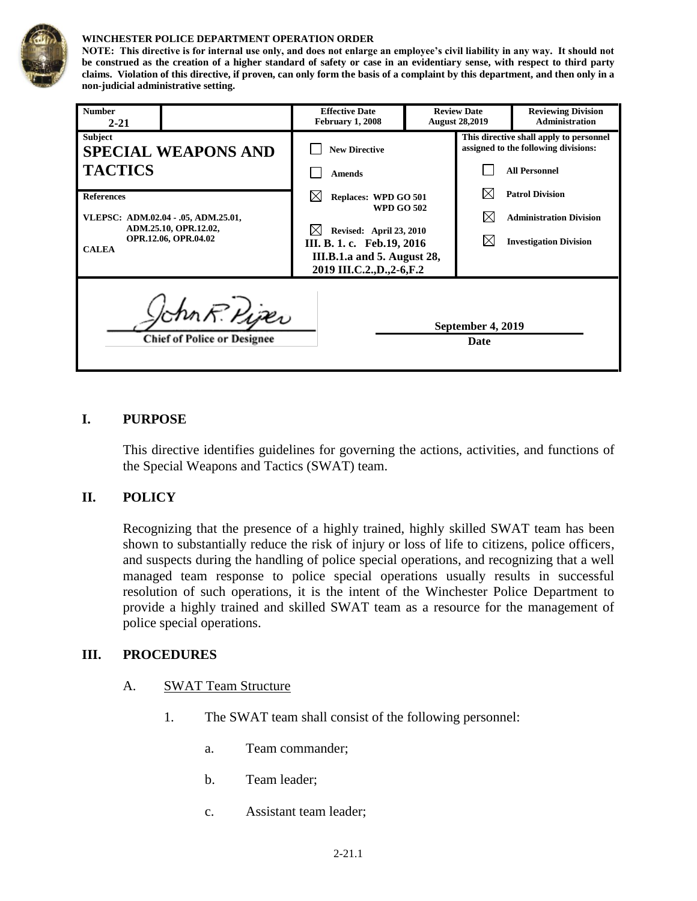**WINCHESTER POLICE DEPARTMENT OPERATION ORDER**

**NOTE: This directive is for internal use only, and does not enlarge an employee's civil liability in any way. It should not be construed as the creation of a higher standard of safety or case in an evidentiary sense, with respect to third party claims. Violation of this directive, if proven, can only form the basis of a complaint by this department, and then only in a non-judicial administrative setting.**

| **Number** 2-21 | **Effective Date** February 1, 2008 | **Review Date** August 28,2019 | **Reviewing Division** Administration |
|---|---|---|---|
| **Subject** **SPECIAL WEAPONS AND TACTICS** | ☐ New Directive<br>☐ Amends<br>☒ Replaces: WPD GO 501, WPD GO 502<br>☒ Revised: April 23, 2010 III. B. 1. c. Feb.19, 2016 III.B.1.a and 5. August 28, 2019 III.C.2.,D.,2-6,F.2 | **This directive shall apply to personnel assigned to the following divisions:**<br>☐ All Personnel<br>☒ Patrol Division<br>☒ Administration Division<br>☒ Investigation Division | |
| **References** VLEPSC: ADM.02.04 - .05, ADM.25.01, ADM.25.10, OPR.12.02, OPR.12.06, OPR.04.02 CALEA | | | |

John R. Piper
Chief of Police or Designee

September 4, 2019
Date

## I. PURPOSE

This directive identifies guidelines for governing the actions, activities, and functions of the Special Weapons and Tactics (SWAT) team.

## II. POLICY

Recognizing that the presence of a highly trained, highly skilled SWAT team has been shown to substantially reduce the risk of injury or loss of life to citizens, police officers, and suspects during the handling of police special operations, and recognizing that a well managed team response to police special operations usually results in successful resolution of such operations, it is the intent of the Winchester Police Department to provide a highly trained and skilled SWAT team as a resource for the management of police special operations.

## III. PROCEDURES

### A. SWAT Team Structure

1. The SWAT team shall consist of the following personnel:

    a. Team commander;

    b. Team leader;

    c. Assistant team leader;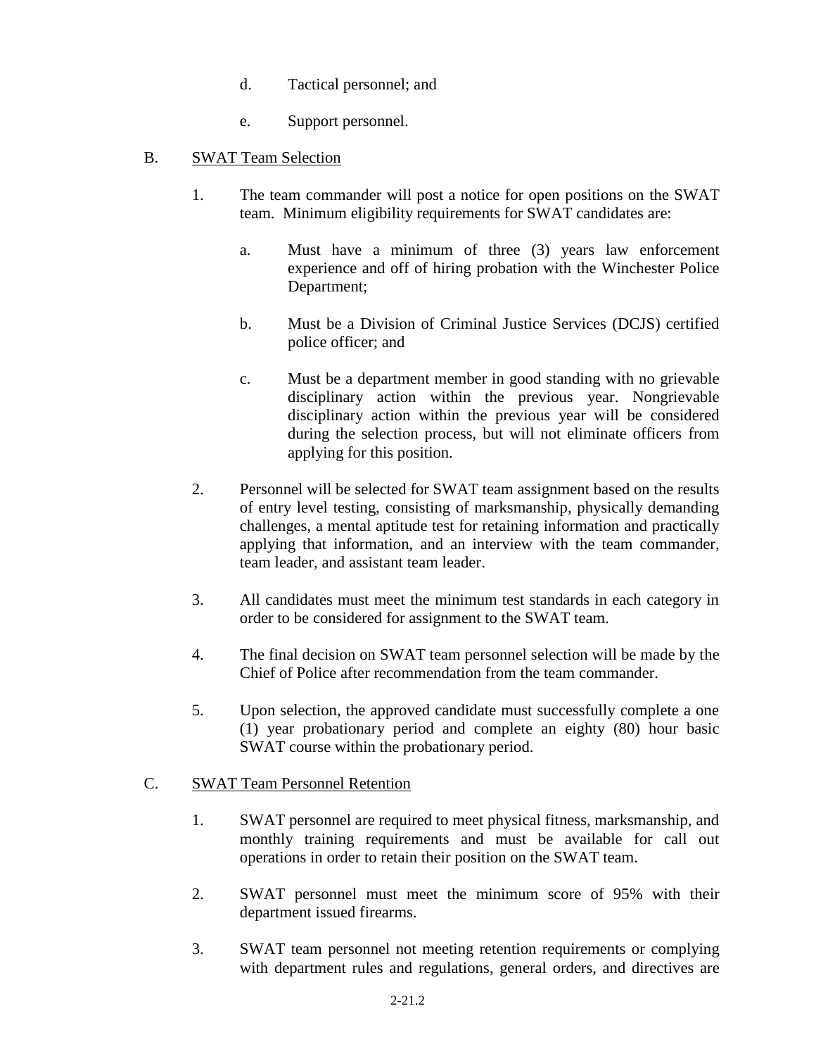d. Tactical personnel; and

e. Support personnel.

B. <u>SWAT Team Selection</u>

1. The team commander will post a notice for open positions on the SWAT team. Minimum eligibility requirements for SWAT candidates are:

   a. Must have a minimum of three (3) years law enforcement experience and off of hiring probation with the Winchester Police Department;

   b. Must be a Division of Criminal Justice Services (DCJS) certified police officer; and

   c. Must be a department member in good standing with no grievable disciplinary action within the previous year. Nongrievable disciplinary action within the previous year will be considered during the selection process, but will not eliminate officers from applying for this position.

2. Personnel will be selected for SWAT team assignment based on the results of entry level testing, consisting of marksmanship, physically demanding challenges, a mental aptitude test for retaining information and practically applying that information, and an interview with the team commander, team leader, and assistant team leader.

3. All candidates must meet the minimum test standards in each category in order to be considered for assignment to the SWAT team.

4. The final decision on SWAT team personnel selection will be made by the Chief of Police after recommendation from the team commander.

5. Upon selection, the approved candidate must successfully complete a one (1) year probationary period and complete an eighty (80) hour basic SWAT course within the probationary period.

C. <u>SWAT Team Personnel Retention</u>

1. SWAT personnel are required to meet physical fitness, marksmanship, and monthly training requirements and must be available for call out operations in order to retain their position on the SWAT team.

2. SWAT personnel must meet the minimum score of 95% with their department issued firearms.

3. SWAT team personnel not meeting retention requirements or complying with department rules and regulations, general orders, and directives are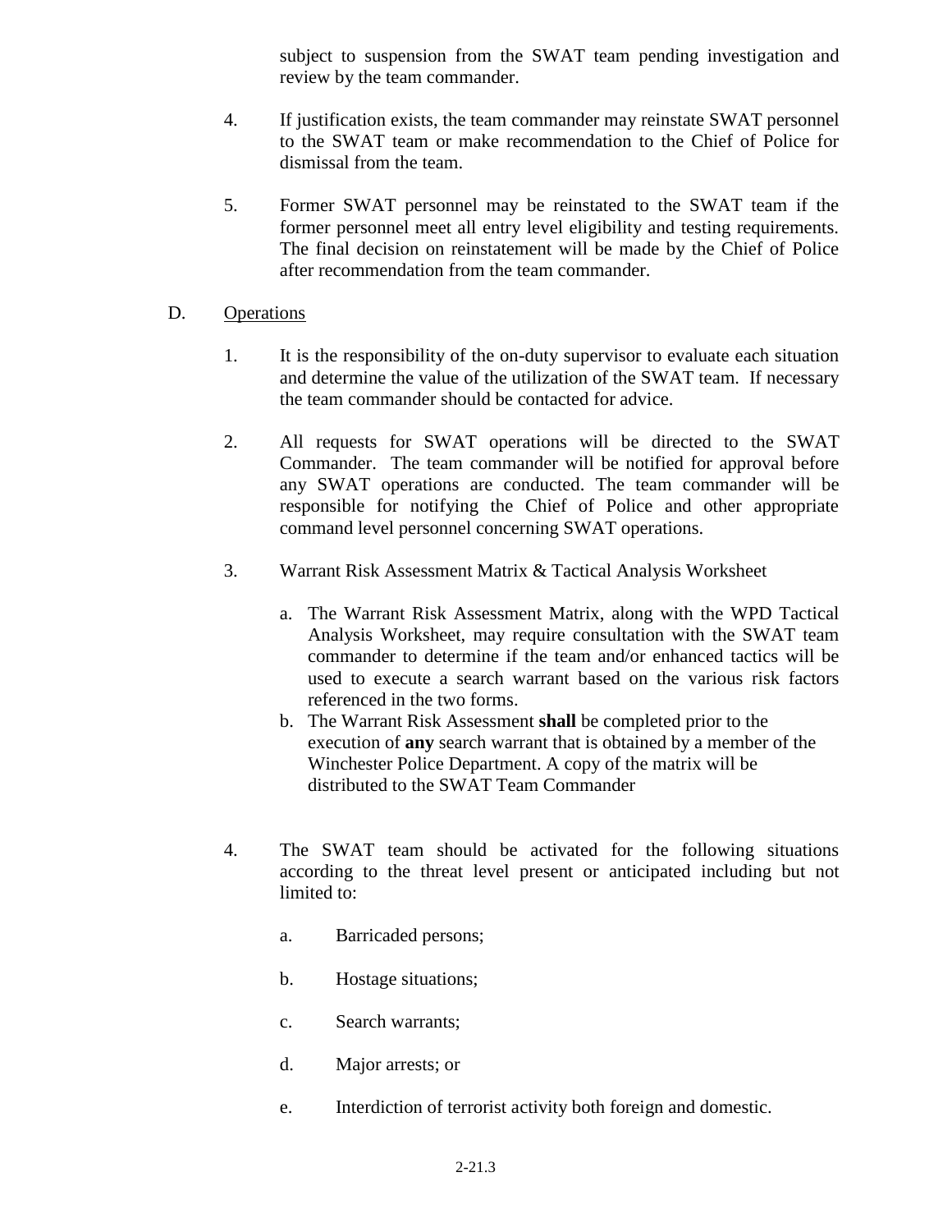subject to suspension from the SWAT team pending investigation and review by the team commander.

4. If justification exists, the team commander may reinstate SWAT personnel to the SWAT team or make recommendation to the Chief of Police for dismissal from the team.

5. Former SWAT personnel may be reinstated to the SWAT team if the former personnel meet all entry level eligibility and testing requirements. The final decision on reinstatement will be made by the Chief of Police after recommendation from the team commander.

D. Operations

1. It is the responsibility of the on-duty supervisor to evaluate each situation and determine the value of the utilization of the SWAT team. If necessary the team commander should be contacted for advice.

2. All requests for SWAT operations will be directed to the SWAT Commander. The team commander will be notified for approval before any SWAT operations are conducted. The team commander will be responsible for notifying the Chief of Police and other appropriate command level personnel concerning SWAT operations.

3. Warrant Risk Assessment Matrix & Tactical Analysis Worksheet

   a. The Warrant Risk Assessment Matrix, along with the WPD Tactical Analysis Worksheet, may require consultation with the SWAT team commander to determine if the team and/or enhanced tactics will be used to execute a search warrant based on the various risk factors referenced in the two forms.
   b. The Warrant Risk Assessment **shall** be completed prior to the execution of **any** search warrant that is obtained by a member of the Winchester Police Department. A copy of the matrix will be distributed to the SWAT Team Commander

4. The SWAT team should be activated for the following situations according to the threat level present or anticipated including but not limited to:

   a. Barricaded persons;

   b. Hostage situations;

   c. Search warrants;

   d. Major arrests; or

   e. Interdiction of terrorist activity both foreign and domestic.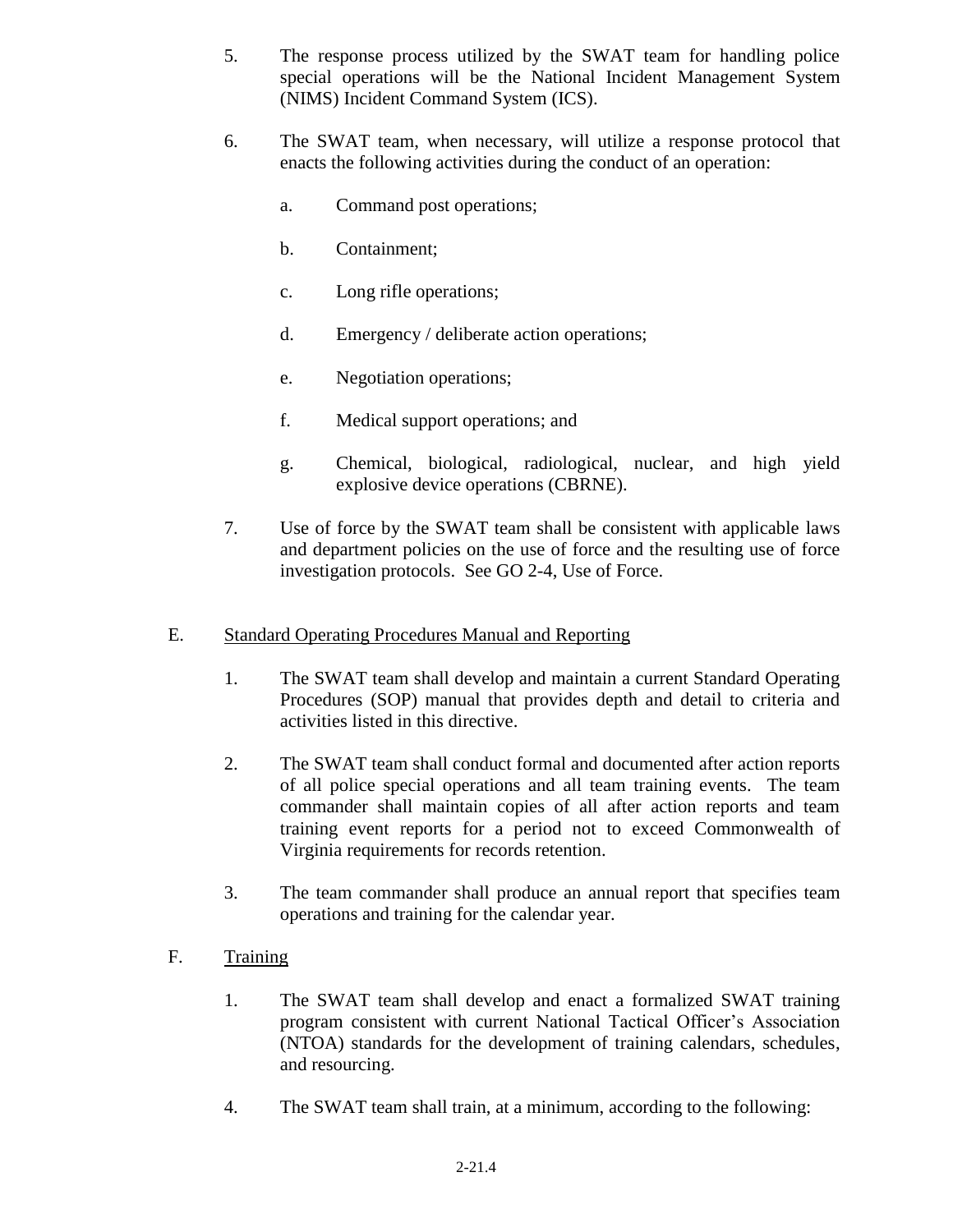5. The response process utilized by the SWAT team for handling police special operations will be the National Incident Management System (NIMS) Incident Command System (ICS).

6. The SWAT team, when necessary, will utilize a response protocol that enacts the following activities during the conduct of an operation:

   a. Command post operations;

   b. Containment;

   c. Long rifle operations;

   d. Emergency / deliberate action operations;

   e. Negotiation operations;

   f. Medical support operations; and

   g. Chemical, biological, radiological, nuclear, and high yield explosive device operations (CBRNE).

7. Use of force by the SWAT team shall be consistent with applicable laws and department policies on the use of force and the resulting use of force investigation protocols. See GO 2-4, Use of Force.

E. Standard Operating Procedures Manual and Reporting

1. The SWAT team shall develop and maintain a current Standard Operating Procedures (SOP) manual that provides depth and detail to criteria and activities listed in this directive.

2. The SWAT team shall conduct formal and documented after action reports of all police special operations and all team training events. The team commander shall maintain copies of all after action reports and team training event reports for a period not to exceed Commonwealth of Virginia requirements for records retention.

3. The team commander shall produce an annual report that specifies team operations and training for the calendar year.

F. Training

1. The SWAT team shall develop and enact a formalized SWAT training program consistent with current National Tactical Officer's Association (NTOA) standards for the development of training calendars, schedules, and resourcing.

4. The SWAT team shall train, at a minimum, according to the following: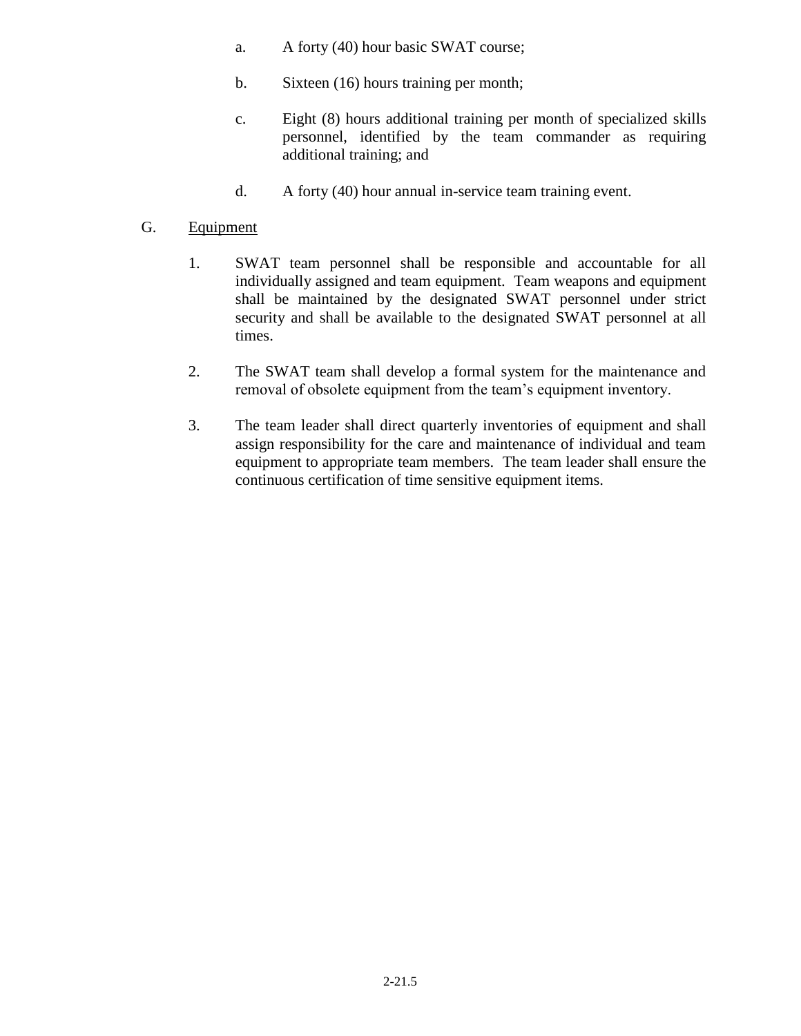a. A forty (40) hour basic SWAT course;

b. Sixteen (16) hours training per month;

c. Eight (8) hours additional training per month of specialized skills personnel, identified by the team commander as requiring additional training; and

d. A forty (40) hour annual in-service team training event.

G. Equipment

1. SWAT team personnel shall be responsible and accountable for all individually assigned and team equipment. Team weapons and equipment shall be maintained by the designated SWAT personnel under strict security and shall be available to the designated SWAT personnel at all times.

2. The SWAT team shall develop a formal system for the maintenance and removal of obsolete equipment from the team's equipment inventory.

3. The team leader shall direct quarterly inventories of equipment and shall assign responsibility for the care and maintenance of individual and team equipment to appropriate team members. The team leader shall ensure the continuous certification of time sensitive equipment items.